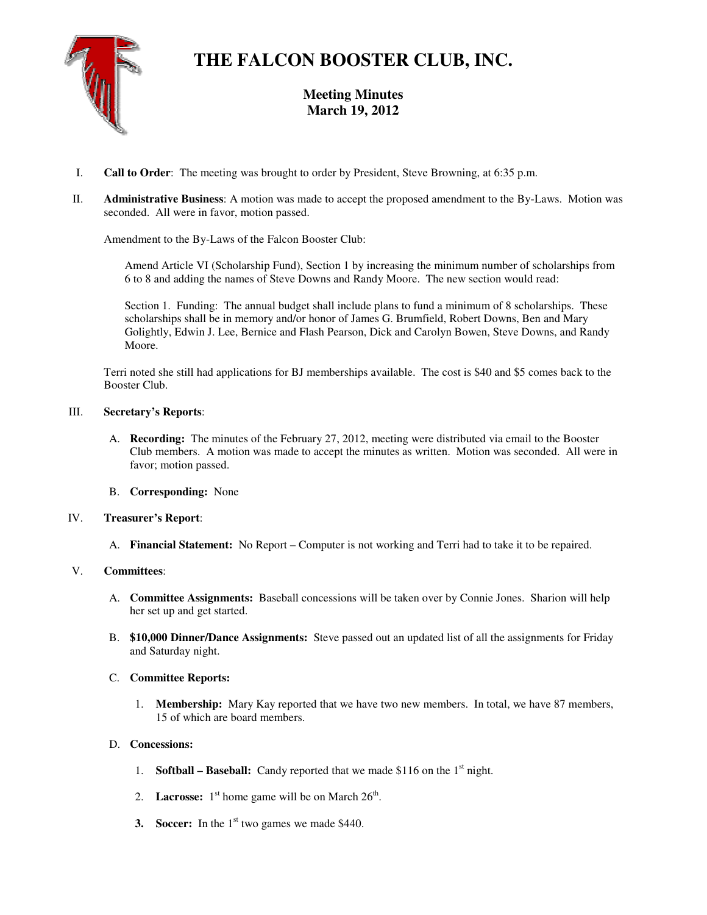# THE FALCON BOOSTER CLUB, INC.

## Meeting Minutes
## March 19, 2012

I. **Call to Order**: The meeting was brought to order by President, Steve Browning, at 6:35 p.m.

II. **Administrative Business**: A motion was made to accept the proposed amendment to the By-Laws. Motion was seconded. All were in favor, motion passed.

Amendment to the By-Laws of the Falcon Booster Club:

> Amend Article VI (Scholarship Fund), Section 1 by increasing the minimum number of scholarships from 6 to 8 and adding the names of Steve Downs and Randy Moore. The new section would read:
>
> Section 1. Funding: The annual budget shall include plans to fund a minimum of 8 scholarships. These scholarships shall be in memory and/or honor of James G. Brumfield, Robert Downs, Ben and Mary Golightly, Edwin J. Lee, Bernice and Flash Pearson, Dick and Carolyn Bowen, Steve Downs, and Randy Moore.

Terri noted she still had applications for BJ memberships available. The cost is $40 and $5 comes back to the Booster Club.

III. **Secretary's Reports**:

A. **Recording:** The minutes of the February 27, 2012, meeting were distributed via email to the Booster Club members. A motion was made to accept the minutes as written. Motion was seconded. All were in favor; motion passed.

B. **Corresponding:** None

IV. **Treasurer's Report**:

A. **Financial Statement:** No Report – Computer is not working and Terri had to take it to be repaired.

V. **Committees**:

A. **Committee Assignments:** Baseball concessions will be taken over by Connie Jones. Sharion will help her set up and get started.

B. **$10,000 Dinner/Dance Assignments:** Steve passed out an updated list of all the assignments for Friday and Saturday night.

C. **Committee Reports:**

1. **Membership:** Mary Kay reported that we have two new members. In total, we have 87 members, 15 of which are board members.

D. **Concessions:**

1. **Softball – Baseball:** Candy reported that we made $116 on the 1st night.

2. **Lacrosse:** 1st home game will be on March 26th.

3. **Soccer:** In the 1st two games we made $440.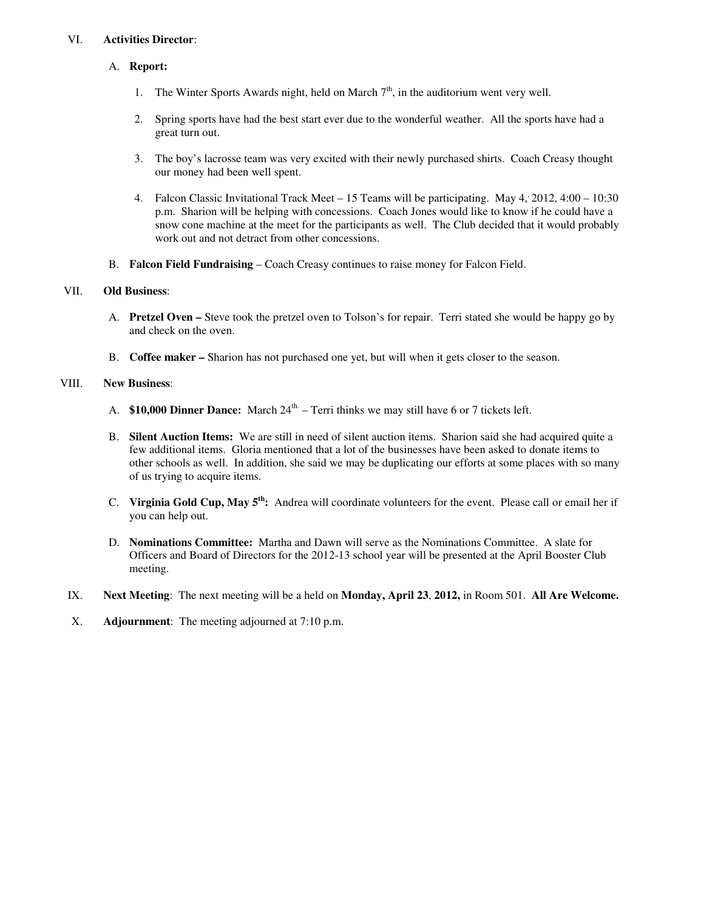VI. **Activities Director**:

A. **Report:**

1. The Winter Sports Awards night, held on March 7th, in the auditorium went very well.

2. Spring sports have had the best start ever due to the wonderful weather. All the sports have had a great turn out.

3. The boy's lacrosse team was very excited with their newly purchased shirts. Coach Creasy thought our money had been well spent.

4. Falcon Classic Invitational Track Meet – 15 Teams will be participating. May 4, 2012, 4:00 – 10:30 p.m. Sharion will be helping with concessions. Coach Jones would like to know if he could have a snow cone machine at the meet for the participants as well. The Club decided that it would probably work out and not detract from other concessions.

B. **Falcon Field Fundraising** – Coach Creasy continues to raise money for Falcon Field.

VII. **Old Business**:

A. **Pretzel Oven –** Steve took the pretzel oven to Tolson's for repair. Terri stated she would be happy go by and check on the oven.

B. **Coffee maker –** Sharion has not purchased one yet, but will when it gets closer to the season.

VIII. **New Business**:

A. **$10,000 Dinner Dance:** March 24th. – Terri thinks we may still have 6 or 7 tickets left.

B. **Silent Auction Items:** We are still in need of silent auction items. Sharion said she had acquired quite a few additional items. Gloria mentioned that a lot of the businesses have been asked to donate items to other schools as well. In addition, she said we may be duplicating our efforts at some places with so many of us trying to acquire items.

C. **Virginia Gold Cup, May 5th:** Andrea will coordinate volunteers for the event. Please call or email her if you can help out.

D. **Nominations Committee:** Martha and Dawn will serve as the Nominations Committee. A slate for Officers and Board of Directors for the 2012-13 school year will be presented at the April Booster Club meeting.

IX. **Next Meeting**: The next meeting will be a held on **Monday, April 23**, **2012,** in Room 501. **All Are Welcome.**

X. **Adjournment**: The meeting adjourned at 7:10 p.m.